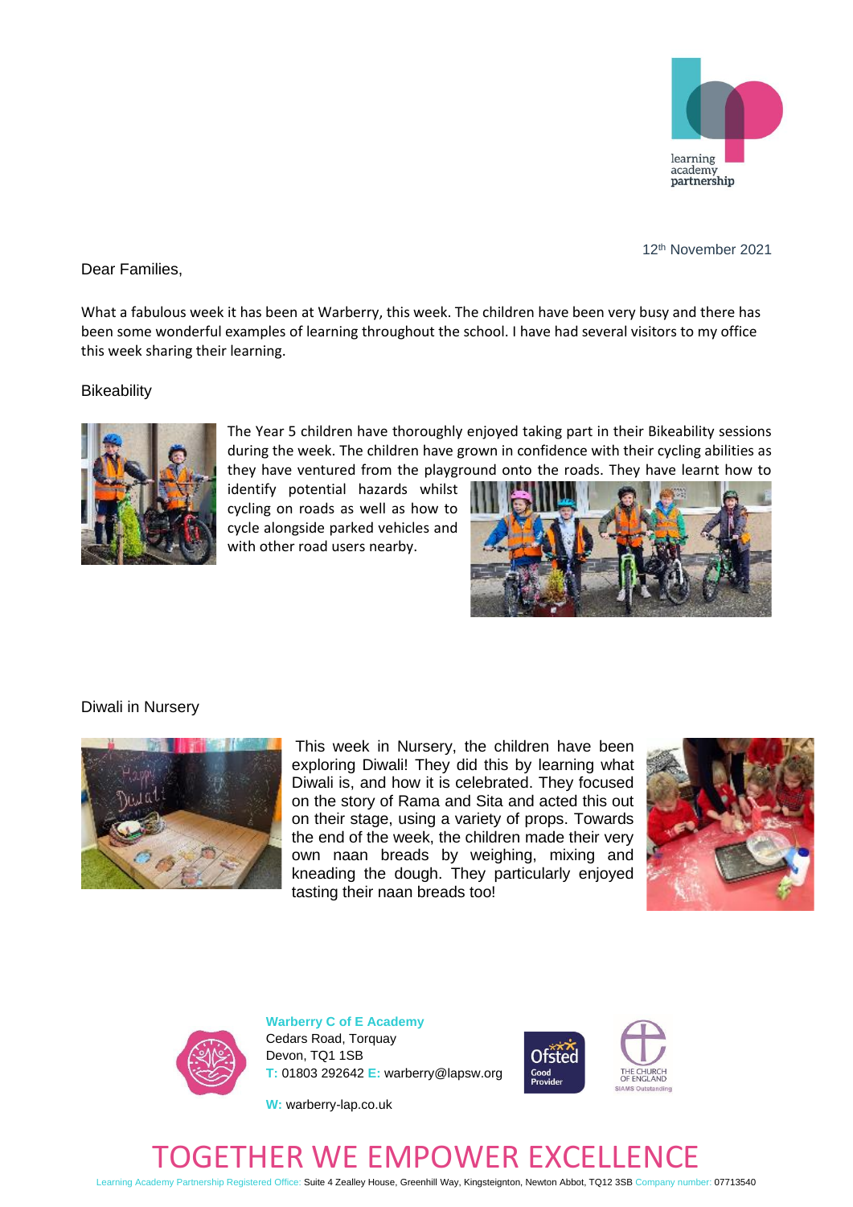12th November 2021

Dear Families,

What a fabulous week it has been at Warberry, this week. The children have been very busy and there has been some wonderful examples of learning throughout the school. I have had several visitors to my office this week sharing their learning.

## Bikeability

The Year 5 children have thoroughly enjoyed taking part in their Bikeability sessions during the week. The children have grown in confidence with their cycling abilities as they have ventured from the playground onto the roads. They have learnt how to identify potential hazards whilst cycling on roads as well as how to cycle alongside parked vehicles and with other road users nearby.

## Diwali in Nursery

This week in Nursery, the children have been exploring Diwali! They did this by learning what Diwali is, and how it is celebrated. They focused on the story of Rama and Sita and acted this out on their stage, using a variety of props. Towards the end of the week, the children made their very own naan breads by weighing, mixing and kneading the dough. They particularly enjoyed tasting their naan breads too!

**Warberry C of E Academy**
Cedars Road, Torquay
Devon, TQ1 1SB
T: 01803 292642 E: warberry@lapsw.org
W: warberry-lap.co.uk

TOGETHER WE EMPOWER EXCELLENCE

Learning Academy Partnership Registered Office: Suite 4 Zealley House, Greenhill Way, Kingsteignton, Newton Abbot, TQ12 3SB Company number: 07713540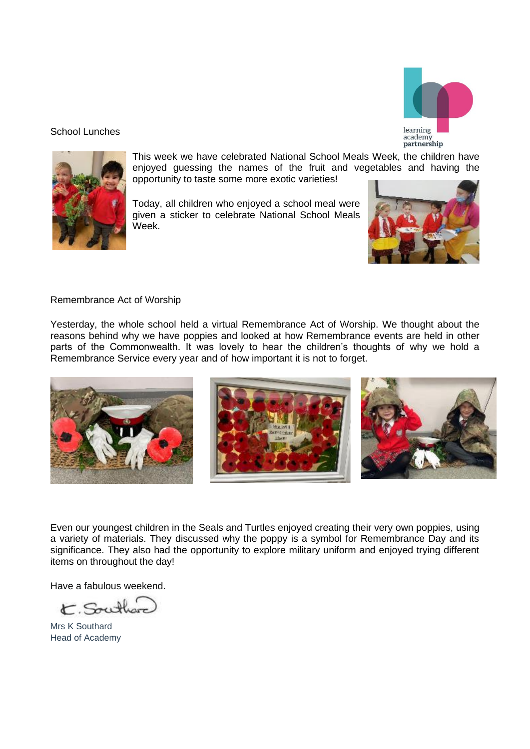## School Lunches

This week we have celebrated National School Meals Week, the children have enjoyed guessing the names of the fruit and vegetables and having the opportunity to taste some more exotic varieties!

Today, all children who enjoyed a school meal were given a sticker to celebrate National School Meals Week.

## Remembrance Act of Worship

Yesterday, the whole school held a virtual Remembrance Act of Worship. We thought about the reasons behind why we have poppies and looked at how Remembrance events are held in other parts of the Commonwealth. It was lovely to hear the children's thoughts of why we hold a Remembrance Service every year and of how important it is not to forget.

Even our youngest children in the Seals and Turtles enjoyed creating their very own poppies, using a variety of materials. They discussed why the poppy is a symbol for Remembrance Day and its significance. They also had the opportunity to explore military uniform and enjoyed trying different items on throughout the day!

Have a fabulous weekend.

K. Southard

Mrs K Southard
Head of Academy